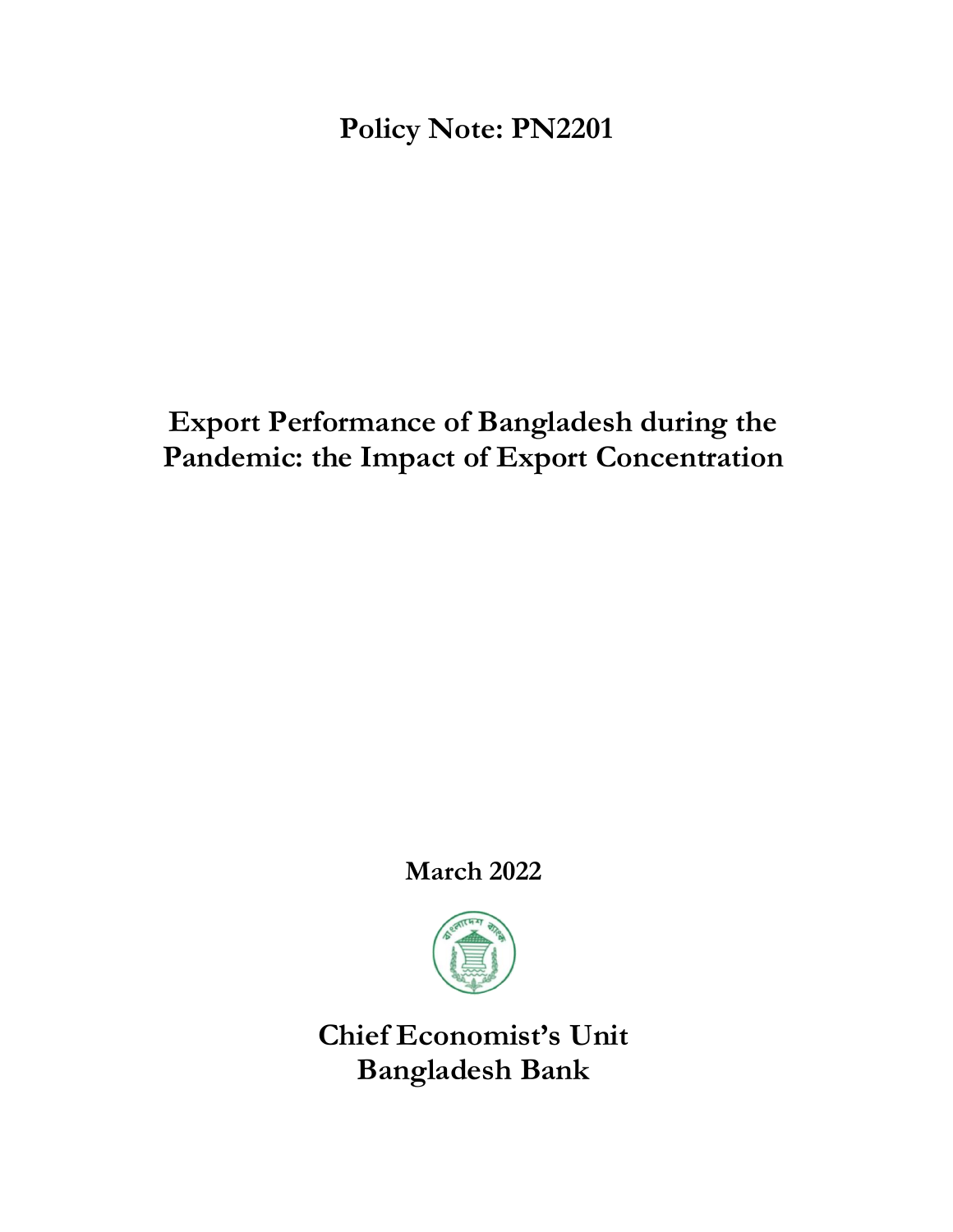**Policy Note: PN2201**

# Export Performance of Bangladesh during the Pandemic: the Impact of Export Concentration

**March 2022**

**Chief Economist's Unit**
**Bangladesh Bank**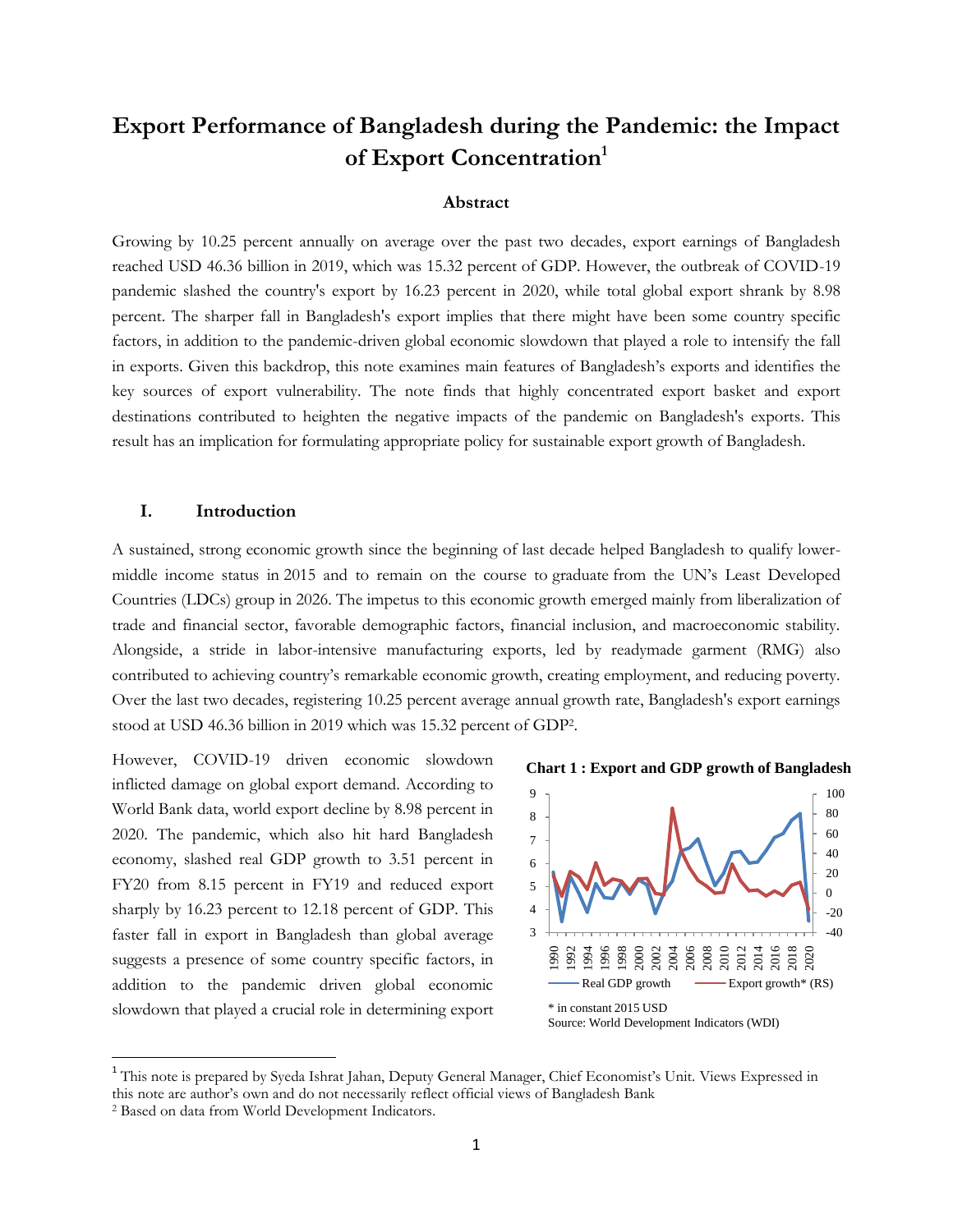# Export Performance of Bangladesh during the Pandemic: the Impact of Export Concentration[1]

### Abstract

Growing by 10.25 percent annually on average over the past two decades, export earnings of Bangladesh reached USD 46.36 billion in 2019, which was 15.32 percent of GDP. However, the outbreak of COVID-19 pandemic slashed the country's export by 16.23 percent in 2020, while total global export shrank by 8.98 percent. The sharper fall in Bangladesh's export implies that there might have been some country specific factors, in addition to the pandemic-driven global economic slowdown that played a role to intensify the fall in exports. Given this backdrop, this note examines main features of Bangladesh's exports and identifies the key sources of export vulnerability. The note finds that highly concentrated export basket and export destinations contributed to heighten the negative impacts of the pandemic on Bangladesh's exports. This result has an implication for formulating appropriate policy for sustainable export growth of Bangladesh.

## I. Introduction

A sustained, strong economic growth since the beginning of last decade helped Bangladesh to qualify lower-middle income status in 2015 and to remain on the course to graduate from the UN's Least Developed Countries (LDCs) group in 2026. The impetus to this economic growth emerged mainly from liberalization of trade and financial sector, favorable demographic factors, financial inclusion, and macroeconomic stability. Alongside, a stride in labor-intensive manufacturing exports, led by readymade garment (RMG) also contributed to achieving country's remarkable economic growth, creating employment, and reducing poverty. Over the last two decades, registering 10.25 percent average annual growth rate, Bangladesh's export earnings stood at USD 46.36 billion in 2019 which was 15.32 percent of GDP[2].

However, COVID-19 driven economic slowdown inflicted damage on global export demand. According to World Bank data, world export decline by 8.98 percent in 2020. The pandemic, which also hit hard Bangladesh economy, slashed real GDP growth to 3.51 percent in FY20 from 8.15 percent in FY19 and reduced export sharply by 16.23 percent to 12.18 percent of GDP. This faster fall in export in Bangladesh than global average suggests a presence of some country specific factors, in addition to the pandemic driven global economic slowdown that played a crucial role in determining export

**Chart 1 : Export and GDP growth of Bangladesh**

Real GDP growth — Export growth* (RS)

\* in constant 2015 USD
Source: World Development Indicators (WDI)

---

[1] This note is prepared by Syeda Ishrat Jahan, Deputy General Manager, Chief Economist's Unit. Views Expressed in this note are author's own and do not necessarily reflect official views of Bangladesh Bank

[2] Based on data from World Development Indicators.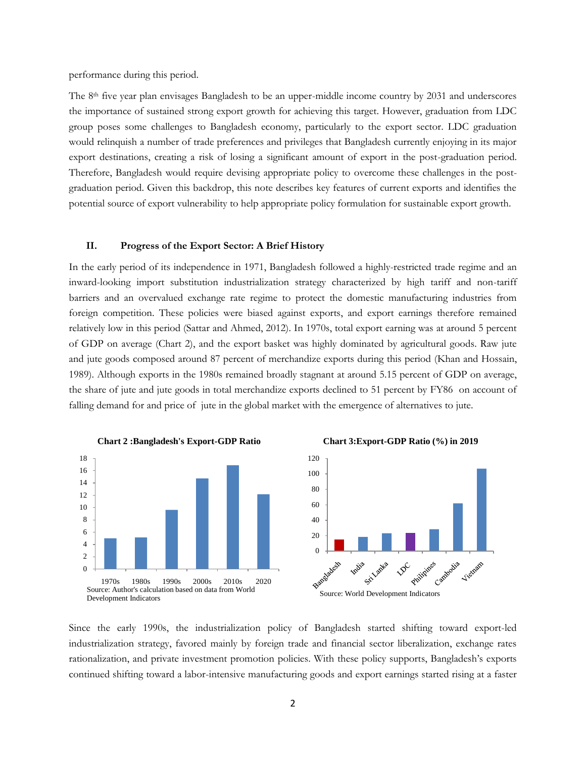performance during this period.

The 8th five year plan envisages Bangladesh to be an upper-middle income country by 2031 and underscores the importance of sustained strong export growth for achieving this target. However, graduation from LDC group poses some challenges to Bangladesh economy, particularly to the export sector. LDC graduation would relinquish a number of trade preferences and privileges that Bangladesh currently enjoying in its major export destinations, creating a risk of losing a significant amount of export in the post-graduation period. Therefore, Bangladesh would require devising appropriate policy to overcome these challenges in the post-graduation period. Given this backdrop, this note describes key features of current exports and identifies the potential source of export vulnerability to help appropriate policy formulation for sustainable export growth.

## II. Progress of the Export Sector: A Brief History

In the early period of its independence in 1971, Bangladesh followed a highly-restricted trade regime and an inward-looking import substitution industrialization strategy characterized by high tariff and non-tariff barriers and an overvalued exchange rate regime to protect the domestic manufacturing industries from foreign competition. These policies were biased against exports, and export earnings therefore remained relatively low in this period (Sattar and Ahmed, 2012). In 1970s, total export earning was at around 5 percent of GDP on average (Chart 2), and the export basket was highly dominated by agricultural goods. Raw jute and jute goods composed around 87 percent of merchandize exports during this period (Khan and Hossain, 1989). Although exports in the 1980s remained broadly stagnant at around 5.15 percent of GDP on average, the share of jute and jute goods in total merchandize exports declined to 51 percent by FY86 on account of falling demand for and price of jute in the global market with the emergence of alternatives to jute.

**Chart 2 :Bangladesh's Export-GDP Ratio**

Source: Author's calculation based on data from World Development Indicators

**Chart 3:Export-GDP Ratio (%) in 2019**

Source: World Development Indicators

Since the early 1990s, the industrialization policy of Bangladesh started shifting toward export-led industrialization strategy, favored mainly by foreign trade and financial sector liberalization, exchange rates rationalization, and private investment promotion policies. With these policy supports, Bangladesh's exports continued shifting toward a labor-intensive manufacturing goods and export earnings started rising at a faster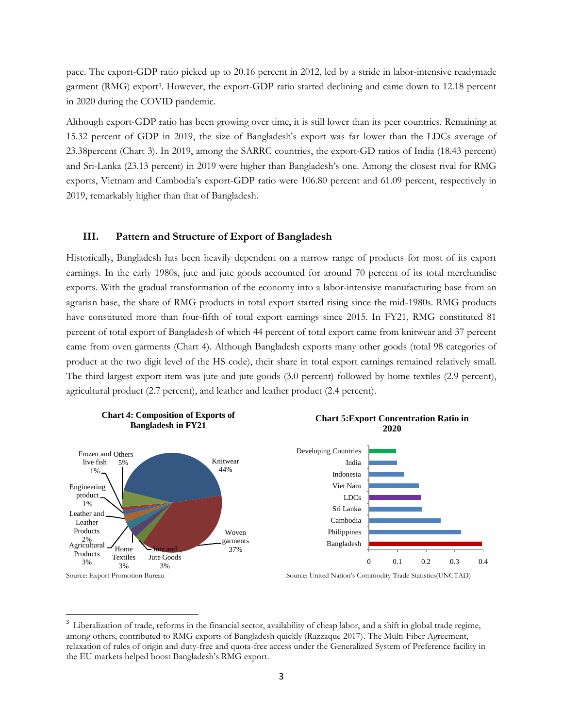pace. The export-GDP ratio picked up to 20.16 percent in 2012, led by a stride in labor-intensive readymade garment (RMG) export[3]. However, the export-GDP ratio started declining and came down to 12.18 percent in 2020 during the COVID pandemic.

Although export-GDP ratio has been growing over time, it is still lower than its peer countries. Remaining at 15.32 percent of GDP in 2019, the size of Bangladesh's export was far lower than the LDCs average of 23.38percent (Chart 3). In 2019, among the SARRC countries, the export-GD ratios of India (18.43 percent) and Sri-Lanka (23.13 percent) in 2019 were higher than Bangladesh's one. Among the closest rival for RMG exports, Vietnam and Cambodia's export-GDP ratio were 106.80 percent and 61.09 percent, respectively in 2019, remarkably higher than that of Bangladesh.

## III. Pattern and Structure of Export of Bangladesh

Historically, Bangladesh has been heavily dependent on a narrow range of products for most of its export earnings. In the early 1980s, jute and jute goods accounted for around 70 percent of its total merchandise exports. With the gradual transformation of the economy into a labor-intensive manufacturing base from an agrarian base, the share of RMG products in total export started rising since the mid-1980s. RMG products have constituted more than four-fifth of total export earnings since 2015. In FY21, RMG constituted 81 percent of total export of Bangladesh of which 44 percent of total export came from knitwear and 37 percent came from oven garments (Chart 4). Although Bangladesh exports many other goods (total 98 categories of product at the two digit level of the HS code), their share in total export earnings remained relatively small. The third largest export item was jute and jute goods (3.0 percent) followed by home textiles (2.9 percent), agricultural product (2.7 percent), and leather and leather product (2.4 percent).

**Chart 4: Composition of Exports of Bangladesh in FY21**

| Category | Share |
|---|---|
| Knitwear | 44% |
| Woven garments | 37% |
| Jute and Jute Goods | 3% |
| Home Textiles | 3% |
| Agricultural Products | 3% |
| Leather and Leather Products | 2% |
| Engineering product | 1% |
| Frozen and live fish | 1% |
| Others | 5% |

Source: Export Promotion Bureau

**Chart 5: Export Concentration Ratio in 2020**

| Country | Ratio (approx.) |
|---|---|
| Developing Countries | ~0.09 |
| India | ~0.10 |
| Indonesia | ~0.12 |
| Viet Nam | ~0.17 |
| LDCs | ~0.18 |
| Sri Lanka | ~0.18 |
| Cambodia | ~0.25 |
| Philippines | ~0.32 |
| Bangladesh | ~0.40 |

Source: United Nation's Commodity Trade Statistics(UNCTAD)

[3] Liberalization of trade, reforms in the financial sector, availability of cheap labor, and a shift in global trade regime, among others, contributed to RMG exports of Bangladesh quickly (Razzaque 2017). The Multi-Fiber Agreement, relaxation of rules of origin and duty-free and quota-free access under the Generalized System of Preference facility in the EU markets helped boost Bangladesh's RMG export.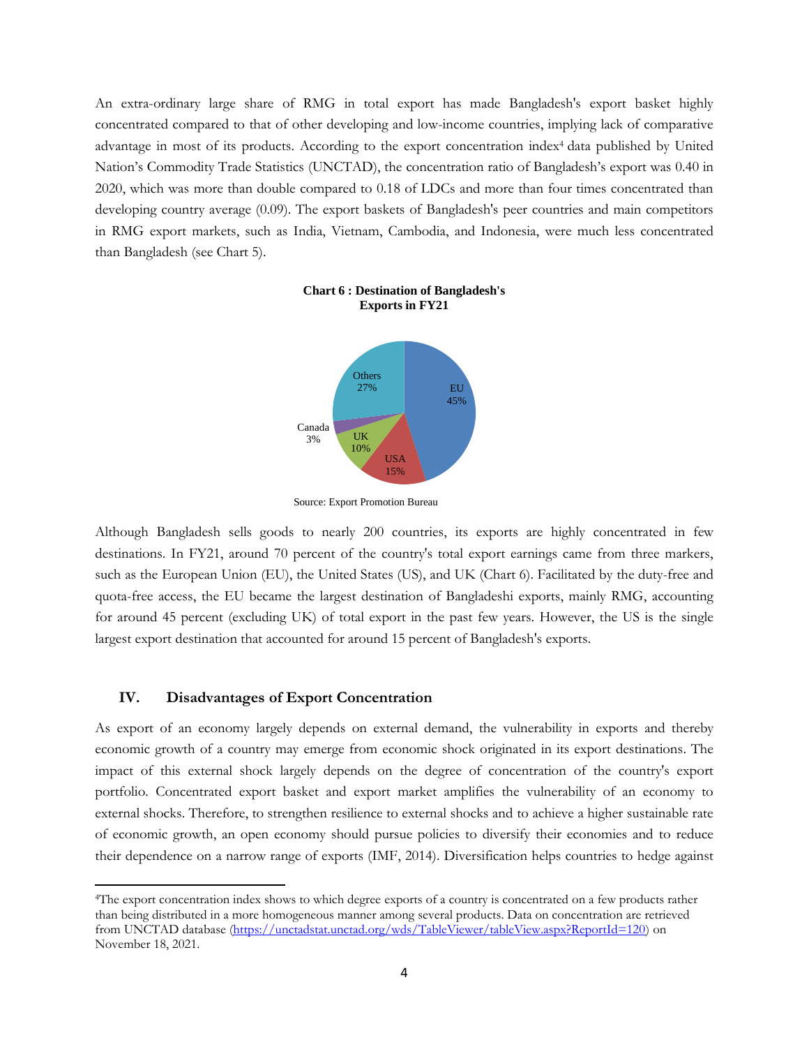An extra-ordinary large share of RMG in total export has made Bangladesh's export basket highly concentrated compared to that of other developing and low-income countries, implying lack of comparative advantage in most of its products. According to the export concentration index[4] data published by United Nation's Commodity Trade Statistics (UNCTAD), the concentration ratio of Bangladesh's export was 0.40 in 2020, which was more than double compared to 0.18 of LDCs and more than four times concentrated than developing country average (0.09). The export baskets of Bangladesh's peer countries and main competitors in RMG export markets, such as India, Vietnam, Cambodia, and Indonesia, were much less concentrated than Bangladesh (see Chart 5).

**Chart 6 : Destination of Bangladesh's Exports in FY21**

Others 27%, EU 45%, Canada 3%, UK 10%, USA 15%

Source: Export Promotion Bureau

Although Bangladesh sells goods to nearly 200 countries, its exports are highly concentrated in few destinations. In FY21, around 70 percent of the country's total export earnings came from three markers, such as the European Union (EU), the United States (US), and UK (Chart 6). Facilitated by the duty-free and quota-free access, the EU became the largest destination of Bangladeshi exports, mainly RMG, accounting for around 45 percent (excluding UK) of total export in the past few years. However, the US is the single largest export destination that accounted for around 15 percent of Bangladesh's exports.

## IV. Disadvantages of Export Concentration

As export of an economy largely depends on external demand, the vulnerability in exports and thereby economic growth of a country may emerge from economic shock originated in its export destinations. The impact of this external shock largely depends on the degree of concentration of the country's export portfolio. Concentrated export basket and export market amplifies the vulnerability of an economy to external shocks. Therefore, to strengthen resilience to external shocks and to achieve a higher sustainable rate of economic growth, an open economy should pursue policies to diversify their economies and to reduce their dependence on a narrow range of exports (IMF, 2014). Diversification helps countries to hedge against

---

[4]The export concentration index shows to which degree exports of a country is concentrated on a few products rather than being distributed in a more homogeneous manner among several products. Data on concentration are retrieved from UNCTAD database (https://unctadstat.unctad.org/wds/TableViewer/tableView.aspx?ReportId=120) on November 18, 2021.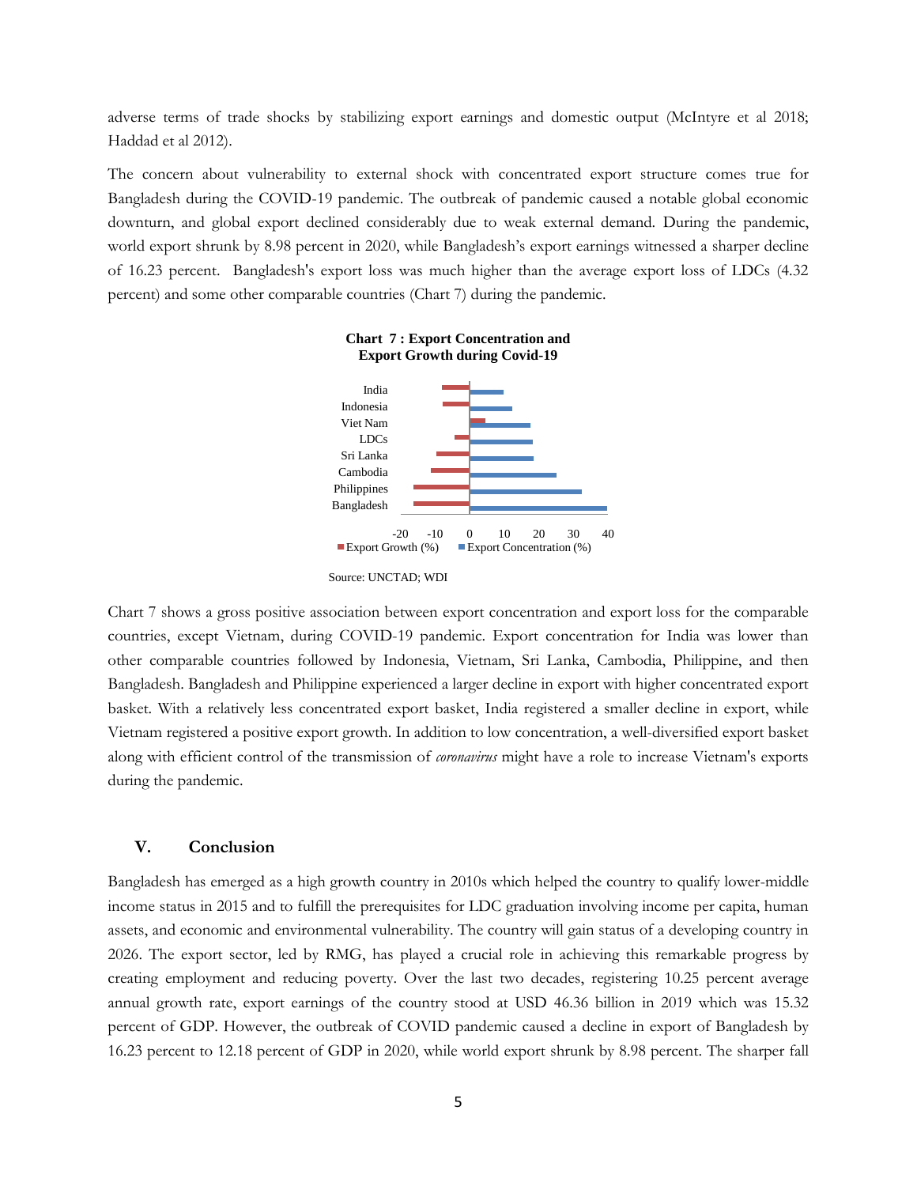adverse terms of trade shocks by stabilizing export earnings and domestic output (McIntyre et al 2018; Haddad et al 2012).

The concern about vulnerability to external shock with concentrated export structure comes true for Bangladesh during the COVID-19 pandemic. The outbreak of pandemic caused a notable global economic downturn, and global export declined considerably due to weak external demand. During the pandemic, world export shrunk by 8.98 percent in 2020, while Bangladesh's export earnings witnessed a sharper decline of 16.23 percent. Bangladesh's export loss was much higher than the average export loss of LDCs (4.32 percent) and some other comparable countries (Chart 7) during the pandemic.

**Chart 7 : Export Concentration and Export Growth during Covid-19**

Source: UNCTAD; WDI

Chart 7 shows a gross positive association between export concentration and export loss for the comparable countries, except Vietnam, during COVID-19 pandemic. Export concentration for India was lower than other comparable countries followed by Indonesia, Vietnam, Sri Lanka, Cambodia, Philippine, and then Bangladesh. Bangladesh and Philippine experienced a larger decline in export with higher concentrated export basket. With a relatively less concentrated export basket, India registered a smaller decline in export, while Vietnam registered a positive export growth. In addition to low concentration, a well-diversified export basket along with efficient control of the transmission of *coronavirus* might have a role to increase Vietnam's exports during the pandemic.

## V. Conclusion

Bangladesh has emerged as a high growth country in 2010s which helped the country to qualify lower-middle income status in 2015 and to fulfill the prerequisites for LDC graduation involving income per capita, human assets, and economic and environmental vulnerability. The country will gain status of a developing country in 2026. The export sector, led by RMG, has played a crucial role in achieving this remarkable progress by creating employment and reducing poverty. Over the last two decades, registering 10.25 percent average annual growth rate, export earnings of the country stood at USD 46.36 billion in 2019 which was 15.32 percent of GDP. However, the outbreak of COVID pandemic caused a decline in export of Bangladesh by 16.23 percent to 12.18 percent of GDP in 2020, while world export shrunk by 8.98 percent. The sharper fall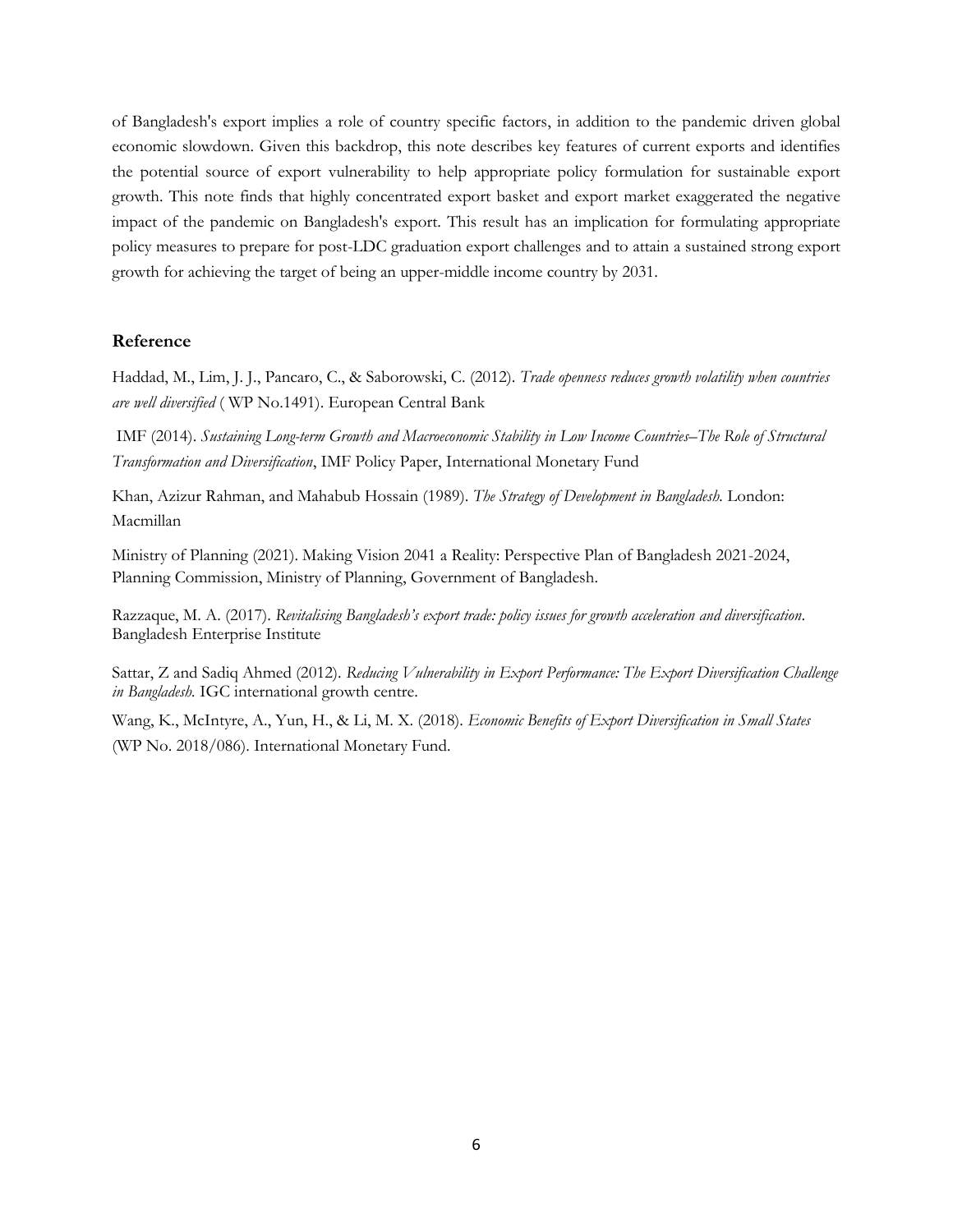of Bangladesh's export implies a role of country specific factors, in addition to the pandemic driven global economic slowdown. Given this backdrop, this note describes key features of current exports and identifies the potential source of export vulnerability to help appropriate policy formulation for sustainable export growth. This note finds that highly concentrated export basket and export market exaggerated the negative impact of the pandemic on Bangladesh's export. This result has an implication for formulating appropriate policy measures to prepare for post-LDC graduation export challenges and to attain a sustained strong export growth for achieving the target of being an upper-middle income country by 2031.

## Reference

Haddad, M., Lim, J. J., Pancaro, C., & Saborowski, C. (2012). *Trade openness reduces growth volatility when countries are well diversified* ( WP No.1491). European Central Bank

IMF (2014). *Sustaining Long-term Growth and Macroeconomic Stability in Low Income Countries–The Role of Structural Transformation and Diversification*, IMF Policy Paper, International Monetary Fund

Khan, Azizur Rahman, and Mahabub Hossain (1989). *The Strategy of Development in Bangladesh.* London: Macmillan

Ministry of Planning (2021). Making Vision 2041 a Reality: Perspective Plan of Bangladesh 2021-2024, Planning Commission, Ministry of Planning, Government of Bangladesh.

Razzaque, M. A. (2017). *Revitalising Bangladesh's export trade: policy issues for growth acceleration and diversification*. Bangladesh Enterprise Institute

Sattar, Z and Sadiq Ahmed (2012). *Reducing Vulnerability in Export Performance: The Export Diversification Challenge in Bangladesh.* IGC international growth centre.

Wang, K., McIntyre, A., Yun, H., & Li, M. X. (2018). *Economic Benefits of Export Diversification in Small States* (WP No. 2018/086). International Monetary Fund.